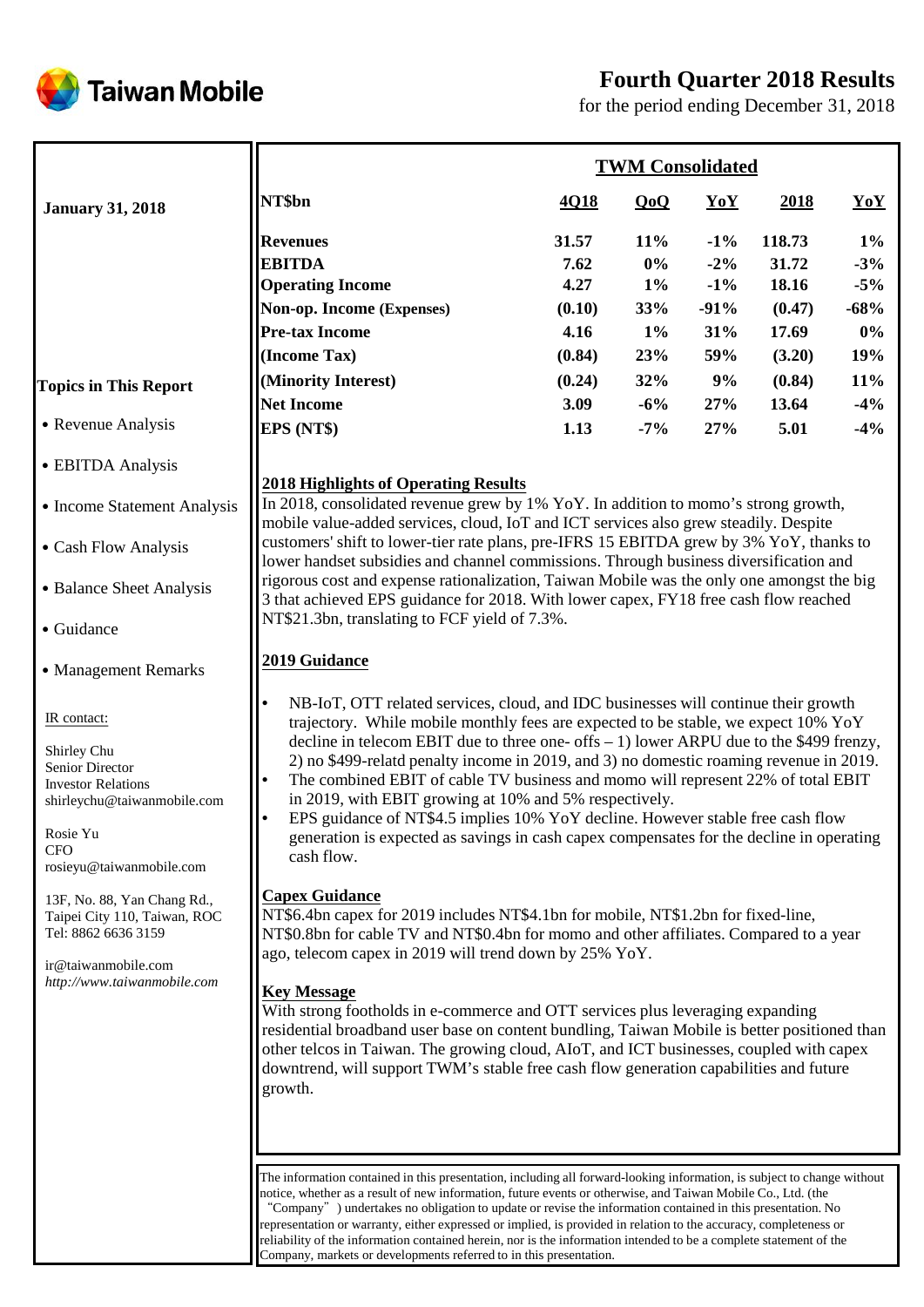# Taiwan Mobile

# Fourth Quarter 2018 Results

for the period ending December 31, 2018

**January 31, 2018**

**Topics in This Report**

- Revenue Analysis
- EBITDA Analysis
- Income Statement Analysis
- Cash Flow Analysis
- Balance Sheet Analysis
- Guidance
- Management Remarks

IR contact:

Shirley Chu
Senior Director
Investor Relations
shirleychu@taiwanmobile.com

Rosie Yu
CFO
rosieyu@taiwanmobile.com

13F, No. 88, Yan Chang Rd.,
Taipei City 110, Taiwan, ROC
Tel: 8862 6636 3159

ir@taiwanmobile.com
*http://www.taiwanmobile.com*

**TWM Consolidated**

| NT$bn | 4Q18 | QoQ | YoY | 2018 | YoY |
|---|---|---|---|---|---|
| **Revenues** | 31.57 | 11% | -1% | 118.73 | 1% |
| **EBITDA** | 7.62 | 0% | -2% | 31.72 | -3% |
| **Operating Income** | 4.27 | 1% | -1% | 18.16 | -5% |
| **Non-op. Income (Expenses)** | (0.10) | 33% | -91% | (0.47) | -68% |
| **Pre-tax Income** | 4.16 | 1% | 31% | 17.69 | 0% |
| **(Income Tax)** | (0.84) | 23% | 59% | (3.20) | 19% |
| **(Minority Interest)** | (0.24) | 32% | 9% | (0.84) | 11% |
| **Net Income** | 3.09 | -6% | 27% | 13.64 | -4% |
| **EPS (NT$)** | 1.13 | -7% | 27% | 5.01 | -4% |

## 2018 Highlights of Operating Results

In 2018, consolidated revenue grew by 1% YoY. In addition to momo's strong growth, mobile value-added services, cloud, IoT and ICT services also grew steadily. Despite customers' shift to lower-tier rate plans, pre-IFRS 15 EBITDA grew by 3% YoY, thanks to lower handset subsidies and channel commissions. Through business diversification and rigorous cost and expense rationalization, Taiwan Mobile was the only one amongst the big 3 that achieved EPS guidance for 2018. With lower capex, FY18 free cash flow reached NT$21.3bn, translating to FCF yield of 7.3%.

## 2019 Guidance

- NB-IoT, OTT related services, cloud, and IDC businesses will continue their growth trajectory. While mobile monthly fees are expected to be stable, we expect 10% YoY decline in telecom EBIT due to three one- offs – 1) lower ARPU due to the $499 frenzy, 2) no $499-relatd penalty income in 2019, and 3) no domestic roaming revenue in 2019.
- The combined EBIT of cable TV business and momo will represent 22% of total EBIT in 2019, with EBIT growing at 10% and 5% respectively.
- EPS guidance of NT$4.5 implies 10% YoY decline. However stable free cash flow generation is expected as savings in cash capex compensates for the decline in operating cash flow.

## Capex Guidance

NT$6.4bn capex for 2019 includes NT$4.1bn for mobile, NT$1.2bn for fixed-line, NT$0.8bn for cable TV and NT$0.4bn for momo and other affiliates. Compared to a year ago, telecom capex in 2019 will trend down by 25% YoY.

## Key Message

With strong footholds in e-commerce and OTT services plus leveraging expanding residential broadband user base on content bundling, Taiwan Mobile is better positioned than other telcos in Taiwan. The growing cloud, AIoT, and ICT businesses, coupled with capex downtrend, will support TWM's stable free cash flow generation capabilities and future growth.

The information contained in this presentation, including all forward-looking information, is subject to change without notice, whether as a result of new information, future events or otherwise, and Taiwan Mobile Co., Ltd. (the "Company") undertakes no obligation to update or revise the information contained in this presentation. No representation or warranty, either expressed or implied, is provided in relation to the accuracy, completeness or reliability of the information contained herein, nor is the information intended to be a complete statement of the Company, markets or developments referred to in this presentation.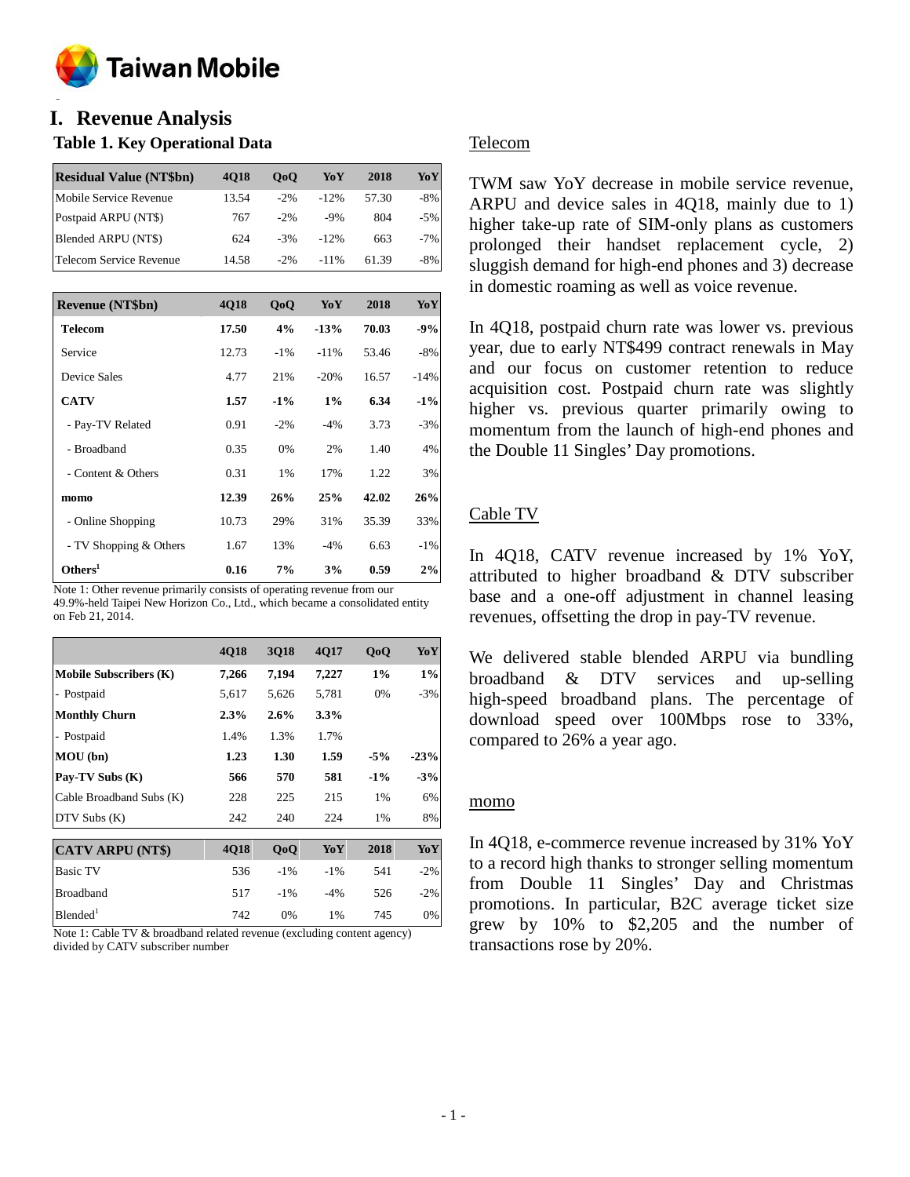# I. Revenue Analysis

## Table 1. Key Operational Data

| Residual Value (NT$bn) | 4Q18 | QoQ | YoY | 2018 | YoY |
|---|---|---|---|---|---|
| Mobile Service Revenue | 13.54 | -2% | -12% | 57.30 | -8% |
| Postpaid ARPU (NT$) | 767 | -2% | -9% | 804 | -5% |
| Blended ARPU (NT$) | 624 | -3% | -12% | 663 | -7% |
| Telecom Service Revenue | 14.58 | -2% | -11% | 61.39 | -8% |

| Revenue (NT$bn) | 4Q18 | QoQ | YoY | 2018 | YoY |
|---|---|---|---|---|---|
| **Telecom** | **17.50** | **4%** | **-13%** | **70.03** | **-9%** |
| Service | 12.73 | -1% | -11% | 53.46 | -8% |
| Device Sales | 4.77 | 21% | -20% | 16.57 | -14% |
| **CATV** | **1.57** | **-1%** | **1%** | **6.34** | **-1%** |
| - Pay-TV Related | 0.91 | -2% | -4% | 3.73 | -3% |
| - Broadband | 0.35 | 0% | 2% | 1.40 | 4% |
| - Content & Others | 0.31 | 1% | 17% | 1.22 | 3% |
| **momo** | **12.39** | **26%** | **25%** | **42.02** | **26%** |
| - Online Shopping | 10.73 | 29% | 31% | 35.39 | 33% |
| - TV Shopping & Others | 1.67 | 13% | -4% | 6.63 | -1% |
| **Others[1]** | **0.16** | **7%** | **3%** | **0.59** | **2%** |

Note 1: Other revenue primarily consists of operating revenue from our 49.9%-held Taipei New Horizon Co., Ltd., which became a consolidated entity on Feb 21, 2014.

| | 4Q18 | 3Q18 | 4Q17 | QoQ | YoY |
|---|---|---|---|---|---|
| **Mobile Subscribers (K)** | **7,266** | **7,194** | **7,227** | **1%** | **1%** |
| - Postpaid | 5,617 | 5,626 | 5,781 | 0% | -3% |
| **Monthly Churn** | **2.3%** | **2.6%** | **3.3%** | | |
| - Postpaid | 1.4% | 1.3% | 1.7% | | |
| **MOU (bn)** | **1.23** | **1.30** | **1.59** | **-5%** | **-23%** |
| **Pay-TV Subs (K)** | **566** | **570** | **581** | **-1%** | **-3%** |
| Cable Broadband Subs (K) | 228 | 225 | 215 | 1% | 6% |
| DTV Subs (K) | 242 | 240 | 224 | 1% | 8% |

| CATV ARPU (NT$) | 4Q18 | QoQ | YoY | 2018 | YoY |
|---|---|---|---|---|---|
| Basic TV | 536 | -1% | -1% | 541 | -2% |
| Broadband | 517 | -1% | -4% | 526 | -2% |
| Blended[1] | 742 | 0% | 1% | 745 | 0% |

Note 1: Cable TV & broadband related revenue (excluding content agency) divided by CATV subscriber number

Telecom

TWM saw YoY decrease in mobile service revenue, ARPU and device sales in 4Q18, mainly due to 1) higher take-up rate of SIM-only plans as customers prolonged their handset replacement cycle, 2) sluggish demand for high-end phones and 3) decrease in domestic roaming as well as voice revenue.

In 4Q18, postpaid churn rate was lower vs. previous year, due to early NT$499 contract renewals in May and our focus on customer retention to reduce acquisition cost. Postpaid churn rate was slightly higher vs. previous quarter primarily owing to momentum from the launch of high-end phones and the Double 11 Singles' Day promotions.

Cable TV

In 4Q18, CATV revenue increased by 1% YoY, attributed to higher broadband & DTV subscriber base and a one-off adjustment in channel leasing revenues, offsetting the drop in pay-TV revenue.

We delivered stable blended ARPU via bundling broadband & DTV services and up-selling high-speed broadband plans. The percentage of download speed over 100Mbps rose to 33%, compared to 26% a year ago.

momo

In 4Q18, e-commerce revenue increased by 31% YoY to a record high thanks to stronger selling momentum from Double 11 Singles' Day and Christmas promotions. In particular, B2C average ticket size grew by 10% to $2,205 and the number of transactions rose by 20%.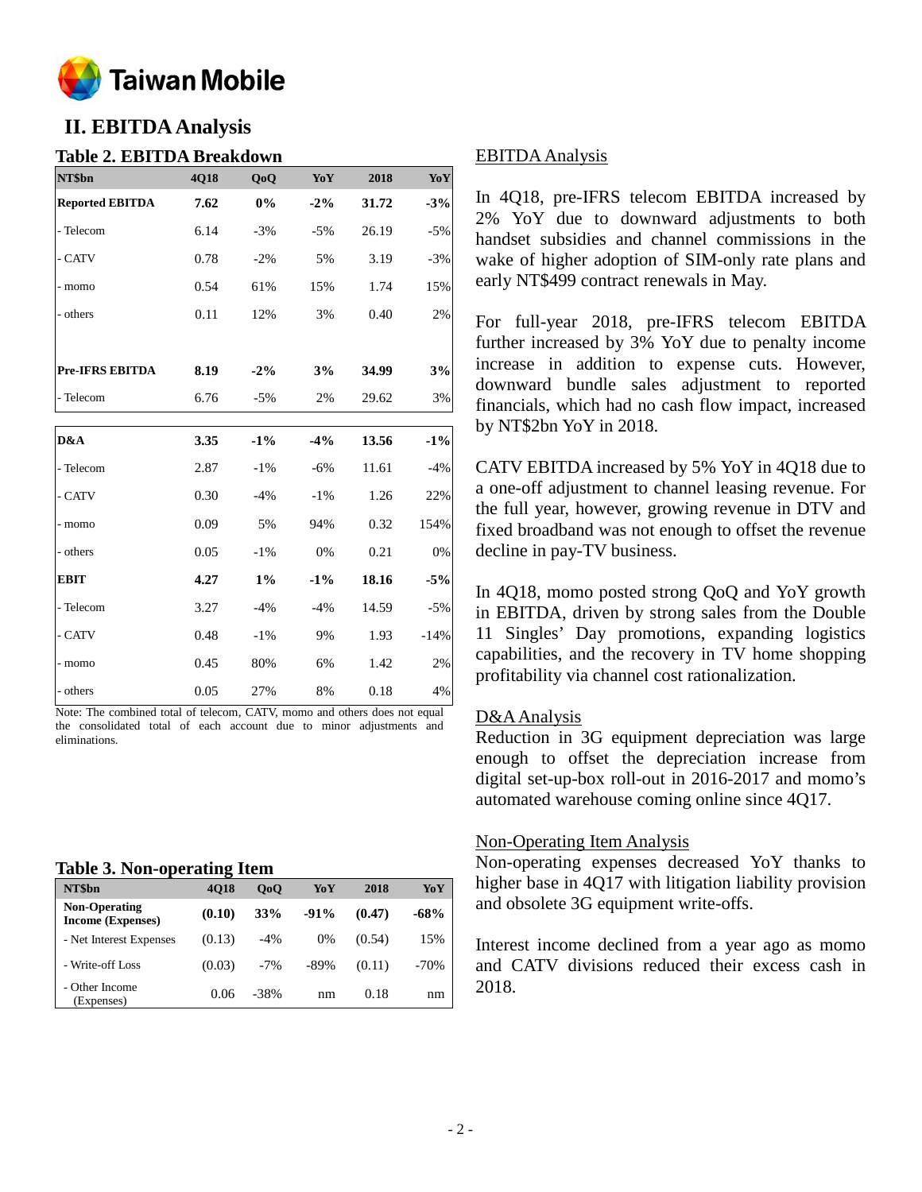## II. EBITDA Analysis

### Table 2. EBITDA Breakdown

| NT$bn | 4Q18 | QoQ | YoY | 2018 | YoY |
|---|---|---|---|---|---|
| **Reported EBITDA** | **7.62** | **0%** | **-2%** | **31.72** | **-3%** |
| - Telecom | 6.14 | -3% | -5% | 26.19 | -5% |
| - CATV | 0.78 | -2% | 5% | 3.19 | -3% |
| - momo | 0.54 | 61% | 15% | 1.74 | 15% |
| - others | 0.11 | 12% | 3% | 0.40 | 2% |
| | | | | | |
| **Pre-IFRS EBITDA** | **8.19** | **-2%** | **3%** | **34.99** | **3%** |
| - Telecom | 6.76 | -5% | 2% | 29.62 | 3% |
| **D&A** | **3.35** | **-1%** | **-4%** | **13.56** | **-1%** |
| - Telecom | 2.87 | -1% | -6% | 11.61 | -4% |
| - CATV | 0.30 | -4% | -1% | 1.26 | 22% |
| - momo | 0.09 | 5% | 94% | 0.32 | 154% |
| - others | 0.05 | -1% | 0% | 0.21 | 0% |
| **EBIT** | **4.27** | **1%** | **-1%** | **18.16** | **-5%** |
| - Telecom | 3.27 | -4% | -4% | 14.59 | -5% |
| - CATV | 0.48 | -1% | 9% | 1.93 | -14% |
| - momo | 0.45 | 80% | 6% | 1.42 | 2% |
| - others | 0.05 | 27% | 8% | 0.18 | 4% |

Note: The combined total of telecom, CATV, momo and others does not equal the consolidated total of each account due to minor adjustments and eliminations.

### Table 3. Non-operating Item

| NT$bn | 4Q18 | QoQ | YoY | 2018 | YoY |
|---|---|---|---|---|---|
| **Non-Operating Income (Expenses)** | **(0.10)** | **33%** | **-91%** | **(0.47)** | **-68%** |
| - Net Interest Expenses | (0.13) | -4% | 0% | (0.54) | 15% |
| - Write-off Loss | (0.03) | -7% | -89% | (0.11) | -70% |
| - Other Income (Expenses) | 0.06 | -38% | nm | 0.18 | nm |

EBITDA Analysis

In 4Q18, pre-IFRS telecom EBITDA increased by 2% YoY due to downward adjustments to both handset subsidies and channel commissions in the wake of higher adoption of SIM-only rate plans and early NT$499 contract renewals in May.

For full-year 2018, pre-IFRS telecom EBITDA further increased by 3% YoY due to penalty income increase in addition to expense cuts. However, downward bundle sales adjustment to reported financials, which had no cash flow impact, increased by NT$2bn YoY in 2018.

CATV EBITDA increased by 5% YoY in 4Q18 due to a one-off adjustment to channel leasing revenue. For the full year, however, growing revenue in DTV and fixed broadband was not enough to offset the revenue decline in pay-TV business.

In 4Q18, momo posted strong QoQ and YoY growth in EBITDA, driven by strong sales from the Double 11 Singles' Day promotions, expanding logistics capabilities, and the recovery in TV home shopping profitability via channel cost rationalization.

D&A Analysis

Reduction in 3G equipment depreciation was large enough to offset the depreciation increase from digital set-up-box roll-out in 2016-2017 and momo's automated warehouse coming online since 4Q17.

Non-Operating Item Analysis

Non-operating expenses decreased YoY thanks to higher base in 4Q17 with litigation liability provision and obsolete 3G equipment write-offs.

Interest income declined from a year ago as momo and CATV divisions reduced their excess cash in 2018.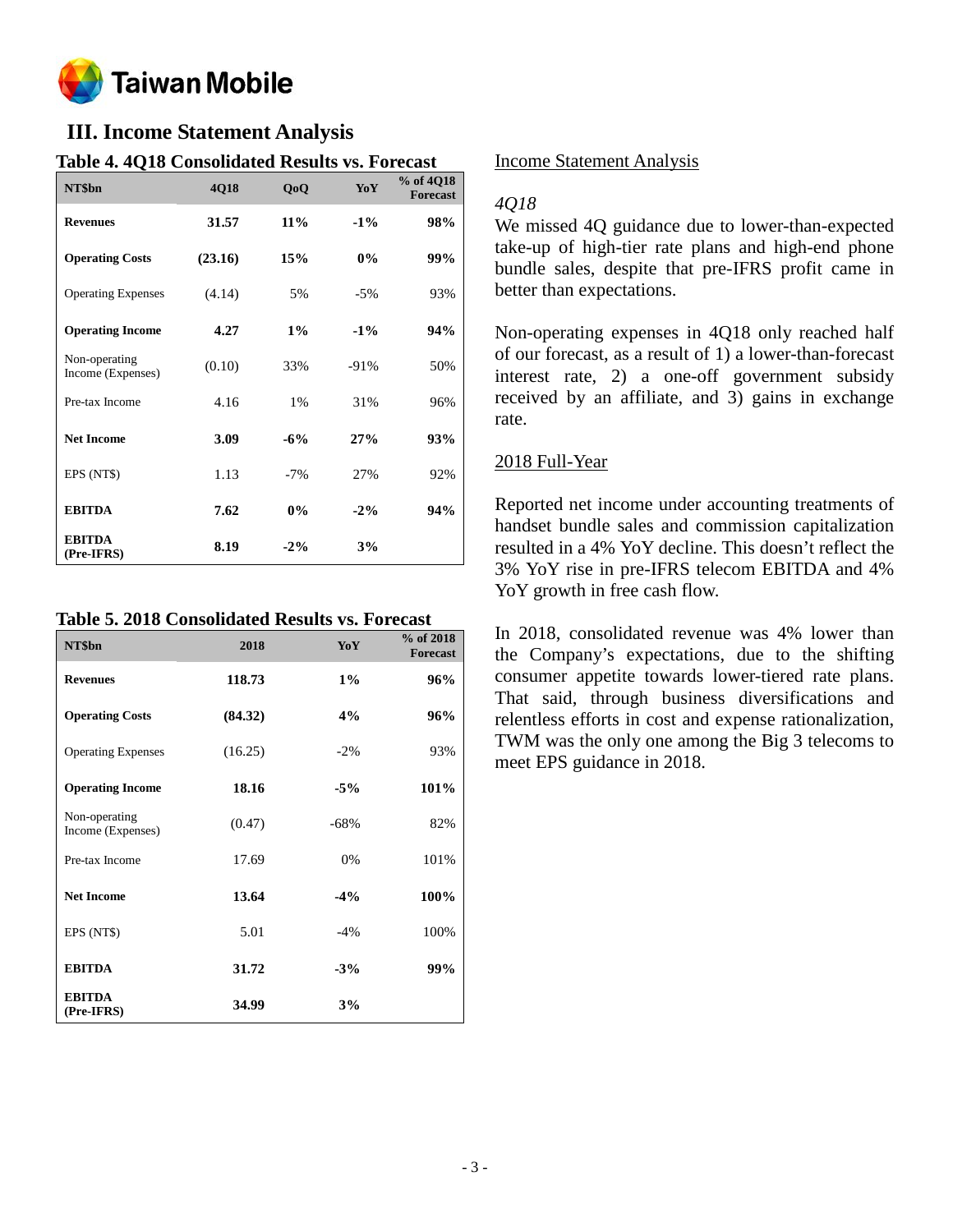## III. Income Statement Analysis

**Table 4. 4Q18 Consolidated Results vs. Forecast**

| NT$bn | 4Q18 | QoQ | YoY | % of 4Q18 Forecast |
|---|---|---|---|---|
| **Revenues** | **31.57** | **11%** | **-1%** | **98%** |
| **Operating Costs** | **(23.16)** | **15%** | **0%** | **99%** |
| Operating Expenses | (4.14) | 5% | -5% | 93% |
| **Operating Income** | **4.27** | **1%** | **-1%** | **94%** |
| Non-operating Income (Expenses) | (0.10) | 33% | -91% | 50% |
| Pre-tax Income | 4.16 | 1% | 31% | 96% |
| **Net Income** | **3.09** | **-6%** | **27%** | **93%** |
| EPS (NT$) | 1.13 | -7% | 27% | 92% |
| **EBITDA** | **7.62** | **0%** | **-2%** | **94%** |
| **EBITDA (Pre-IFRS)** | **8.19** | **-2%** | **3%** | |

**Table 5. 2018 Consolidated Results vs. Forecast**

| NT$bn | 2018 | YoY | % of 2018 Forecast |
|---|---|---|---|
| **Revenues** | **118.73** | **1%** | **96%** |
| **Operating Costs** | **(84.32)** | **4%** | **96%** |
| Operating Expenses | (16.25) | -2% | 93% |
| **Operating Income** | **18.16** | **-5%** | **101%** |
| Non-operating Income (Expenses) | (0.47) | -68% | 82% |
| Pre-tax Income | 17.69 | 0% | 101% |
| **Net Income** | **13.64** | **-4%** | **100%** |
| EPS (NT$) | 5.01 | -4% | 100% |
| **EBITDA** | **31.72** | **-3%** | **99%** |
| **EBITDA (Pre-IFRS)** | **34.99** | **3%** | |

Income Statement Analysis

*4Q18*

We missed 4Q guidance due to lower-than-expected take-up of high-tier rate plans and high-end phone bundle sales, despite that pre-IFRS profit came in better than expectations.

Non-operating expenses in 4Q18 only reached half of our forecast, as a result of 1) a lower-than-forecast interest rate, 2) a one-off government subsidy received by an affiliate, and 3) gains in exchange rate.

2018 Full-Year

Reported net income under accounting treatments of handset bundle sales and commission capitalization resulted in a 4% YoY decline. This doesn't reflect the 3% YoY rise in pre-IFRS telecom EBITDA and 4% YoY growth in free cash flow.

In 2018, consolidated revenue was 4% lower than the Company's expectations, due to the shifting consumer appetite towards lower-tiered rate plans. That said, through business diversifications and relentless efforts in cost and expense rationalization, TWM was the only one among the Big 3 telecoms to meet EPS guidance in 2018.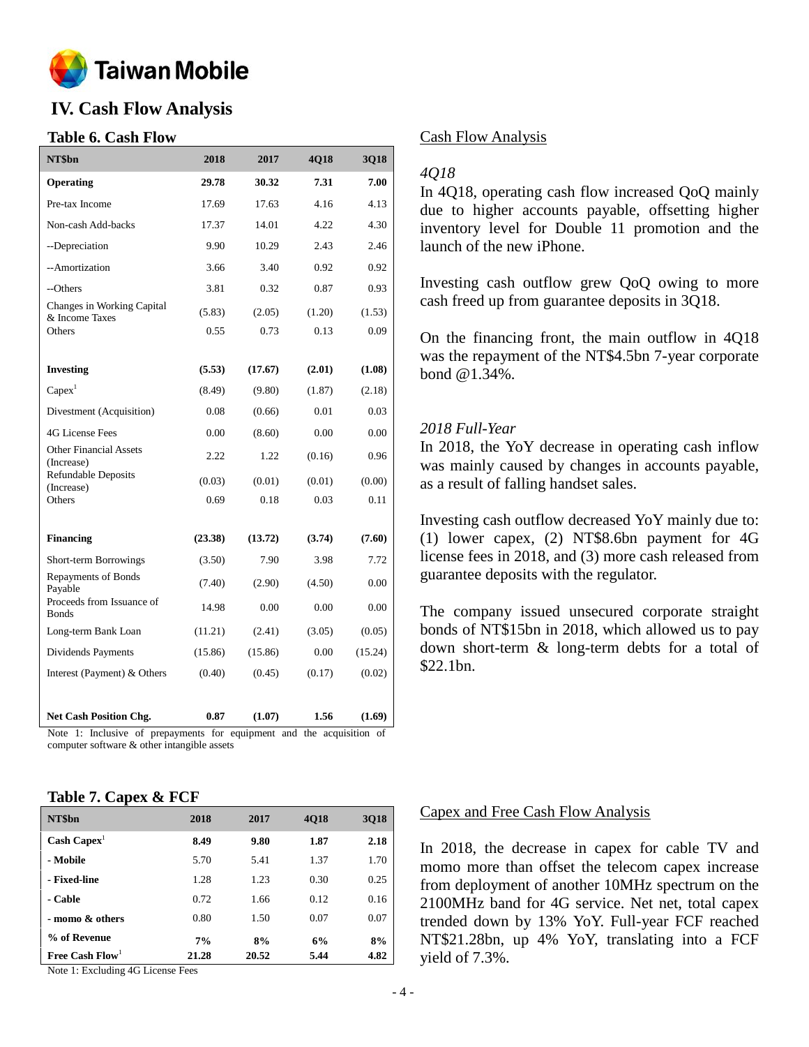# IV. Cash Flow Analysis

### Table 6. Cash Flow

| NT$bn | 2018 | 2017 | 4Q18 | 3Q18 |
|---|---|---|---|---|
| **Operating** | **29.78** | **30.32** | **7.31** | **7.00** |
| Pre-tax Income | 17.69 | 17.63 | 4.16 | 4.13 |
| Non-cash Add-backs | 17.37 | 14.01 | 4.22 | 4.30 |
| --Depreciation | 9.90 | 10.29 | 2.43 | 2.46 |
| --Amortization | 3.66 | 3.40 | 0.92 | 0.92 |
| --Others | 3.81 | 0.32 | 0.87 | 0.93 |
| Changes in Working Capital & Income Taxes | (5.83) | (2.05) | (1.20) | (1.53) |
| Others | 0.55 | 0.73 | 0.13 | 0.09 |
| **Investing** | **(5.53)** | **(17.67)** | **(2.01)** | **(1.08)** |
| Capex[1] | (8.49) | (9.80) | (1.87) | (2.18) |
| Divestment (Acquisition) | 0.08 | (0.66) | 0.01 | 0.03 |
| 4G License Fees | 0.00 | (8.60) | 0.00 | 0.00 |
| Other Financial Assets (Increase) | 2.22 | 1.22 | (0.16) | 0.96 |
| Refundable Deposits (Increase) | (0.03) | (0.01) | (0.01) | (0.00) |
| Others | 0.69 | 0.18 | 0.03 | 0.11 |
| **Financing** | **(23.38)** | **(13.72)** | **(3.74)** | **(7.60)** |
| Short-term Borrowings | (3.50) | 7.90 | 3.98 | 7.72 |
| Repayments of Bonds Payable | (7.40) | (2.90) | (4.50) | 0.00 |
| Proceeds from Issuance of Bonds | 14.98 | 0.00 | 0.00 | 0.00 |
| Long-term Bank Loan | (11.21) | (2.41) | (3.05) | (0.05) |
| Dividends Payments | (15.86) | (15.86) | 0.00 | (15.24) |
| Interest (Payment) & Others | (0.40) | (0.45) | (0.17) | (0.02) |
| **Net Cash Position Chg.** | **0.87** | **(1.07)** | **1.56** | **(1.69)** |

Note 1: Inclusive of prepayments for equipment and the acquisition of computer software & other intangible assets

<u>Cash Flow Analysis</u>

*4Q18*

In 4Q18, operating cash flow increased QoQ mainly due to higher accounts payable, offsetting higher inventory level for Double 11 promotion and the launch of the new iPhone.

Investing cash outflow grew QoQ owing to more cash freed up from guarantee deposits in 3Q18.

On the financing front, the main outflow in 4Q18 was the repayment of the NT$4.5bn 7-year corporate bond @1.34%.

*2018 Full-Year*

In 2018, the YoY decrease in operating cash inflow was mainly caused by changes in accounts payable, as a result of falling handset sales.

Investing cash outflow decreased YoY mainly due to: (1) lower capex, (2) NT$8.6bn payment for 4G license fees in 2018, and (3) more cash released from guarantee deposits with the regulator.

The company issued unsecured corporate straight bonds of NT$15bn in 2018, which allowed us to pay down short-term & long-term debts for a total of $22.1bn.

### Table 7. Capex & FCF

| NT$bn | 2018 | 2017 | 4Q18 | 3Q18 |
|---|---|---|---|---|
| **Cash Capex[1]** | **8.49** | **9.80** | **1.87** | **2.18** |
| **- Mobile** | 5.70 | 5.41 | 1.37 | 1.70 |
| **- Fixed-line** | 1.28 | 1.23 | 0.30 | 0.25 |
| **- Cable** | 0.72 | 1.66 | 0.12 | 0.16 |
| **- momo & others** | 0.80 | 1.50 | 0.07 | 0.07 |
| **% of Revenue** | **7%** | **8%** | **6%** | **8%** |
| **Free Cash Flow[1]** | **21.28** | **20.52** | **5.44** | **4.82** |

Note 1: Excluding 4G License Fees

<u>Capex and Free Cash Flow Analysis</u>

In 2018, the decrease in capex for cable TV and momo more than offset the telecom capex increase from deployment of another 10MHz spectrum on the 2100MHz band for 4G service. Net net, total capex trended down by 13% YoY. Full-year FCF reached NT$21.28bn, up 4% YoY, translating into a FCF yield of 7.3%.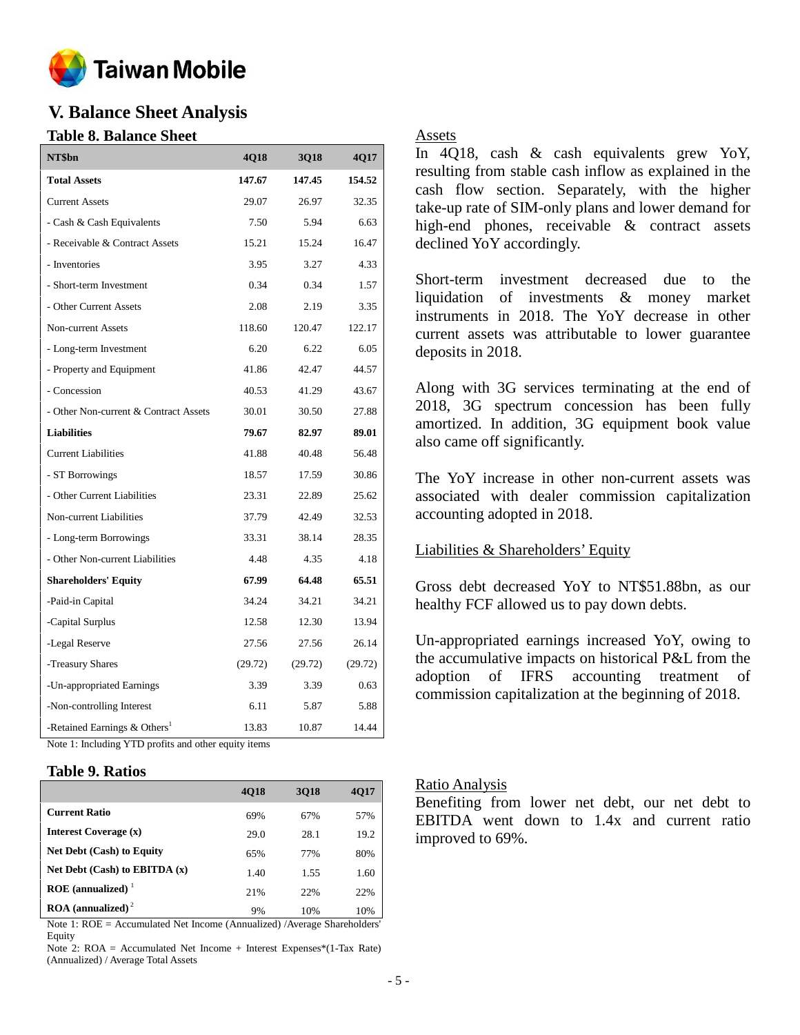## V. Balance Sheet Analysis

### Table 8. Balance Sheet

| NT$bn | 4Q18 | 3Q18 | 4Q17 |
|---|---|---|---|
| **Total Assets** | **147.67** | **147.45** | **154.52** |
| Current Assets | 29.07 | 26.97 | 32.35 |
| - Cash & Cash Equivalents | 7.50 | 5.94 | 6.63 |
| - Receivable & Contract Assets | 15.21 | 15.24 | 16.47 |
| - Inventories | 3.95 | 3.27 | 4.33 |
| - Short-term Investment | 0.34 | 0.34 | 1.57 |
| - Other Current Assets | 2.08 | 2.19 | 3.35 |
| Non-current Assets | 118.60 | 120.47 | 122.17 |
| - Long-term Investment | 6.20 | 6.22 | 6.05 |
| - Property and Equipment | 41.86 | 42.47 | 44.57 |
| - Concession | 40.53 | 41.29 | 43.67 |
| - Other Non-current & Contract Assets | 30.01 | 30.50 | 27.88 |
| **Liabilities** | **79.67** | **82.97** | **89.01** |
| Current Liabilities | 41.88 | 40.48 | 56.48 |
| - ST Borrowings | 18.57 | 17.59 | 30.86 |
| - Other Current Liabilities | 23.31 | 22.89 | 25.62 |
| Non-current Liabilities | 37.79 | 42.49 | 32.53 |
| - Long-term Borrowings | 33.31 | 38.14 | 28.35 |
| - Other Non-current Liabilities | 4.48 | 4.35 | 4.18 |
| **Shareholders' Equity** | **67.99** | **64.48** | **65.51** |
| -Paid-in Capital | 34.24 | 34.21 | 34.21 |
| -Capital Surplus | 12.58 | 12.30 | 13.94 |
| -Legal Reserve | 27.56 | 27.56 | 26.14 |
| -Treasury Shares | (29.72) | (29.72) | (29.72) |
| -Un-appropriated Earnings | 3.39 | 3.39 | 0.63 |
| -Non-controlling Interest | 6.11 | 5.87 | 5.88 |
| -Retained Earnings & Others[1] | 13.83 | 10.87 | 14.44 |

Note 1: Including YTD profits and other equity items

#### Assets

In 4Q18, cash & cash equivalents grew YoY, resulting from stable cash inflow as explained in the cash flow section. Separately, with the higher take-up rate of SIM-only plans and lower demand for high-end phones, receivable & contract assets declined YoY accordingly.

Short-term investment decreased due to the liquidation of investments & money market instruments in 2018. The YoY decrease in other current assets was attributable to lower guarantee deposits in 2018.

Along with 3G services terminating at the end of 2018, 3G spectrum concession has been fully amortized. In addition, 3G equipment book value also came off significantly.

The YoY increase in other non-current assets was associated with dealer commission capitalization accounting adopted in 2018.

#### Liabilities & Shareholders' Equity

Gross debt decreased YoY to NT$51.88bn, as our healthy FCF allowed us to pay down debts.

Un-appropriated earnings increased YoY, owing to the accumulative impacts on historical P&L from the adoption of IFRS accounting treatment of commission capitalization at the beginning of 2018.

### Table 9. Ratios

| | 4Q18 | 3Q18 | 4Q17 |
|---|---|---|---|
| **Current Ratio** | 69% | 67% | 57% |
| **Interest Coverage (x)** | 29.0 | 28.1 | 19.2 |
| **Net Debt (Cash) to Equity** | 65% | 77% | 80% |
| **Net Debt (Cash) to EBITDA (x)** | 1.40 | 1.55 | 1.60 |
| **ROE (annualized)** [1] | 21% | 22% | 22% |
| **ROA (annualized)** [2] | 9% | 10% | 10% |

Note 1: ROE = Accumulated Net Income (Annualized) /Average Shareholders' Equity

Note 2: ROA = Accumulated Net Income + Interest Expenses*(1-Tax Rate) (Annualized) / Average Total Assets

#### Ratio Analysis

Benefiting from lower net debt, our net debt to EBITDA went down to 1.4x and current ratio improved to 69%.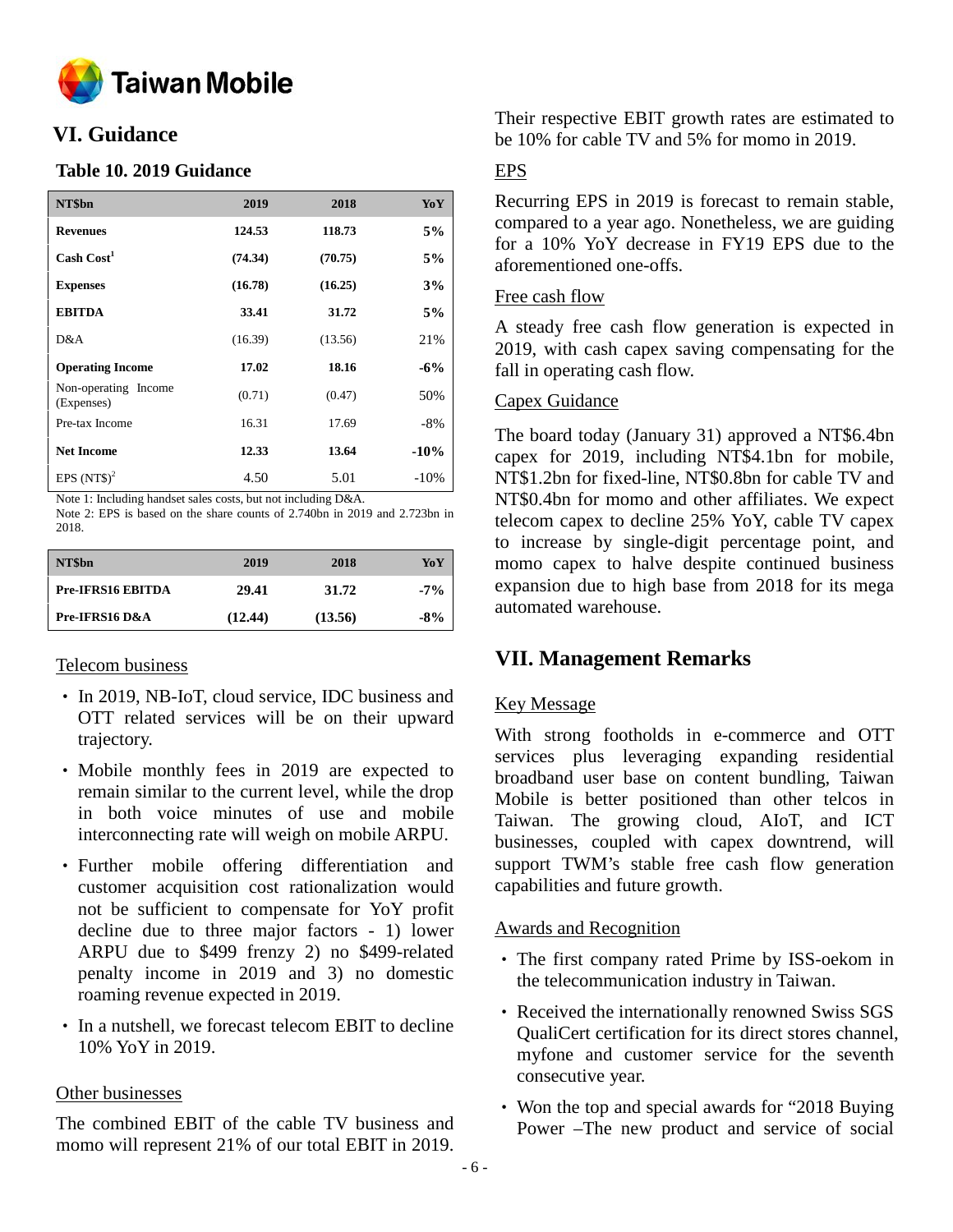## VI. Guidance

### Table 10. 2019 Guidance

| NT$bn | 2019 | 2018 | YoY |
|---|---|---|---|
| **Revenues** | **124.53** | **118.73** | **5%** |
| **Cash Cost[1]** | **(74.34)** | **(70.75)** | **5%** |
| **Expenses** | **(16.78)** | **(16.25)** | **3%** |
| **EBITDA** | **33.41** | **31.72** | **5%** |
| D&A | (16.39) | (13.56) | 21% |
| **Operating Income** | **17.02** | **18.16** | **-6%** |
| Non-operating Income (Expenses) | (0.71) | (0.47) | 50% |
| Pre-tax Income | 16.31 | 17.69 | -8% |
| **Net Income** | **12.33** | **13.64** | **-10%** |
| EPS (NT$)[2] | 4.50 | 5.01 | -10% |

Note 1: Including handset sales costs, but not including D&A.
Note 2: EPS is based on the share counts of 2.740bn in 2019 and 2.723bn in 2018.

| NT$bn | 2019 | 2018 | YoY |
|---|---|---|---|
| **Pre-IFRS16 EBITDA** | **29.41** | **31.72** | **-7%** |
| **Pre-IFRS16 D&A** | **(12.44)** | **(13.56)** | **-8%** |

Telecom business

- In 2019, NB-IoT, cloud service, IDC business and OTT related services will be on their upward trajectory.
- Mobile monthly fees in 2019 are expected to remain similar to the current level, while the drop in both voice minutes of use and mobile interconnecting rate will weigh on mobile ARPU.
- Further mobile offering differentiation and customer acquisition cost rationalization would not be sufficient to compensate for YoY profit decline due to three major factors - 1) lower ARPU due to $499 frenzy 2) no $499-related penalty income in 2019 and 3) no domestic roaming revenue expected in 2019.
- In a nutshell, we forecast telecom EBIT to decline 10% YoY in 2019.

Other businesses

The combined EBIT of the cable TV business and momo will represent 21% of our total EBIT in 2019. Their respective EBIT growth rates are estimated to be 10% for cable TV and 5% for momo in 2019.

EPS

Recurring EPS in 2019 is forecast to remain stable, compared to a year ago. Nonetheless, we are guiding for a 10% YoY decrease in FY19 EPS due to the aforementioned one-offs.

Free cash flow

A steady free cash flow generation is expected in 2019, with cash capex saving compensating for the fall in operating cash flow.

Capex Guidance

The board today (January 31) approved a NT$6.4bn capex for 2019, including NT$4.1bn for mobile, NT$1.2bn for fixed-line, NT$0.8bn for cable TV and NT$0.4bn for momo and other affiliates. We expect telecom capex to decline 25% YoY, cable TV capex to increase by single-digit percentage point, and momo capex to halve despite continued business expansion due to high base from 2018 for its mega automated warehouse.

## VII. Management Remarks

Key Message

With strong footholds in e-commerce and OTT services plus leveraging expanding residential broadband user base on content bundling, Taiwan Mobile is better positioned than other telcos in Taiwan. The growing cloud, AIoT, and ICT businesses, coupled with capex downtrend, will support TWM's stable free cash flow generation capabilities and future growth.

Awards and Recognition

- The first company rated Prime by ISS-oekom in the telecommunication industry in Taiwan.
- Received the internationally renowned Swiss SGS QualiCert certification for its direct stores channel, myfone and customer service for the seventh consecutive year.
- Won the top and special awards for "2018 Buying Power –The new product and service of social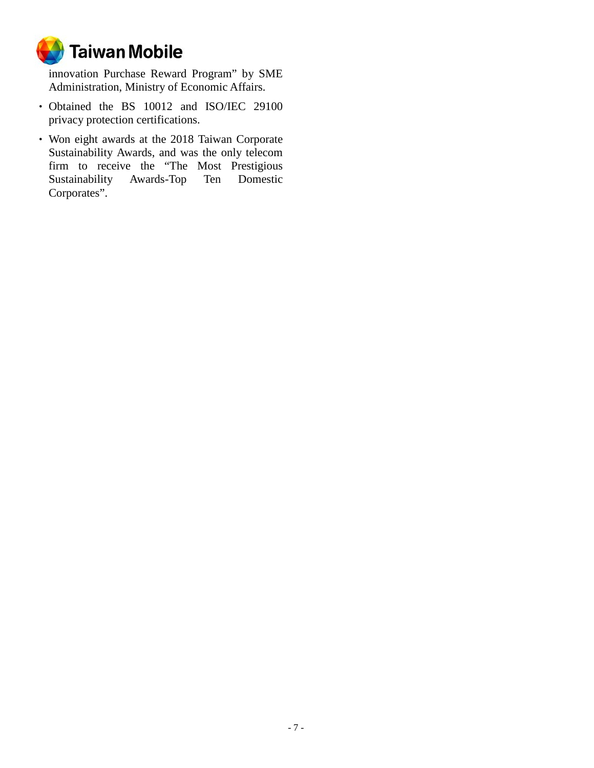innovation Purchase Reward Program" by SME Administration, Ministry of Economic Affairs.

- Obtained the BS 10012 and ISO/IEC 29100 privacy protection certifications.
- Won eight awards at the 2018 Taiwan Corporate Sustainability Awards, and was the only telecom firm to receive the "The Most Prestigious Sustainability Awards-Top Ten Domestic Corporates".